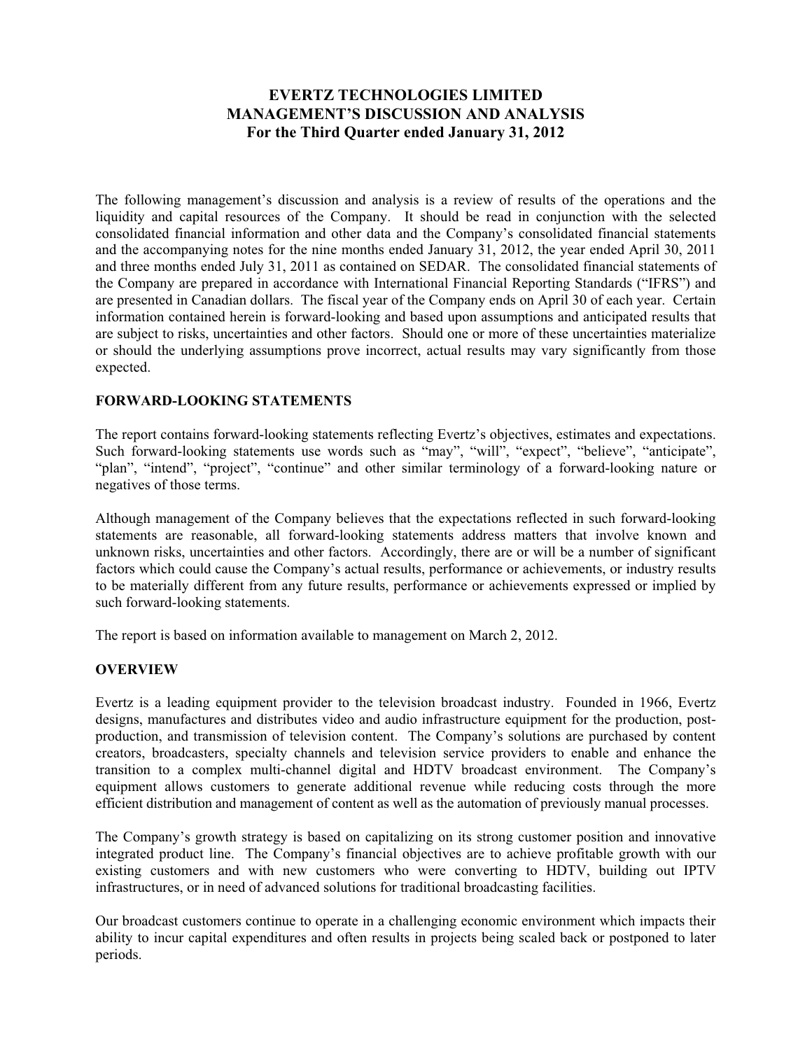# EVERTZ TECHNOLOGIES LIMITED
# MANAGEMENT'S DISCUSSION AND ANALYSIS
## For the Third Quarter ended January 31, 2012

The following management's discussion and analysis is a review of results of the operations and the liquidity and capital resources of the Company. It should be read in conjunction with the selected consolidated financial information and other data and the Company's consolidated financial statements and the accompanying notes for the nine months ended January 31, 2012, the year ended April 30, 2011 and three months ended July 31, 2011 as contained on SEDAR. The consolidated financial statements of the Company are prepared in accordance with International Financial Reporting Standards ("IFRS") and are presented in Canadian dollars. The fiscal year of the Company ends on April 30 of each year. Certain information contained herein is forward-looking and based upon assumptions and anticipated results that are subject to risks, uncertainties and other factors. Should one or more of these uncertainties materialize or should the underlying assumptions prove incorrect, actual results may vary significantly from those expected.

### FORWARD-LOOKING STATEMENTS

The report contains forward-looking statements reflecting Evertz's objectives, estimates and expectations. Such forward-looking statements use words such as "may", "will", "expect", "believe", "anticipate", "plan", "intend", "project", "continue" and other similar terminology of a forward-looking nature or negatives of those terms.

Although management of the Company believes that the expectations reflected in such forward-looking statements are reasonable, all forward-looking statements address matters that involve known and unknown risks, uncertainties and other factors. Accordingly, there are or will be a number of significant factors which could cause the Company's actual results, performance or achievements, or industry results to be materially different from any future results, performance or achievements expressed or implied by such forward-looking statements.

The report is based on information available to management on March 2, 2012.

### OVERVIEW

Evertz is a leading equipment provider to the television broadcast industry. Founded in 1966, Evertz designs, manufactures and distributes video and audio infrastructure equipment for the production, post-production, and transmission of television content. The Company's solutions are purchased by content creators, broadcasters, specialty channels and television service providers to enable and enhance the transition to a complex multi-channel digital and HDTV broadcast environment. The Company's equipment allows customers to generate additional revenue while reducing costs through the more efficient distribution and management of content as well as the automation of previously manual processes.

The Company's growth strategy is based on capitalizing on its strong customer position and innovative integrated product line. The Company's financial objectives are to achieve profitable growth with our existing customers and with new customers who were converting to HDTV, building out IPTV infrastructures, or in need of advanced solutions for traditional broadcasting facilities.

Our broadcast customers continue to operate in a challenging economic environment which impacts their ability to incur capital expenditures and often results in projects being scaled back or postponed to later periods.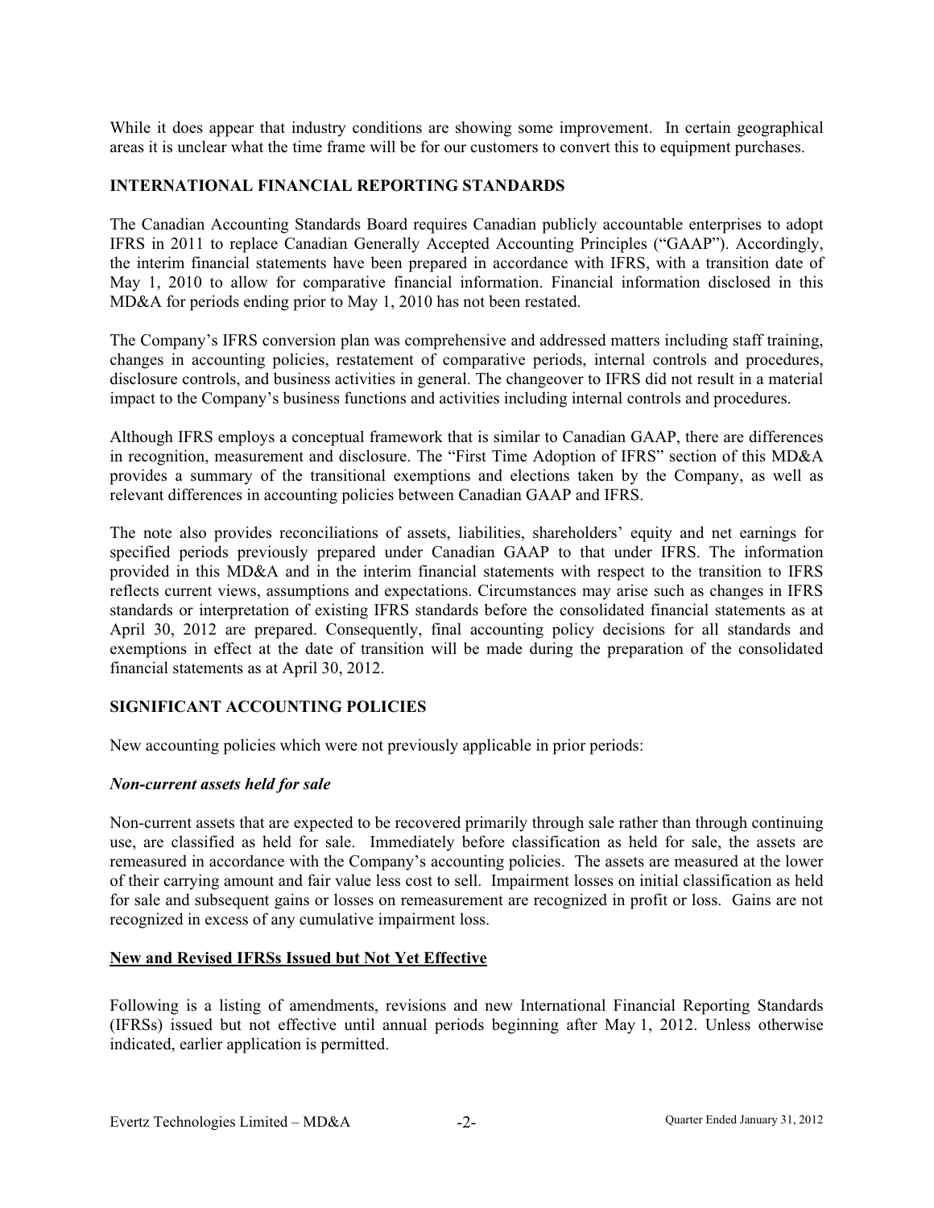While it does appear that industry conditions are showing some improvement. In certain geographical areas it is unclear what the time frame will be for our customers to convert this to equipment purchases.

## INTERNATIONAL FINANCIAL REPORTING STANDARDS

The Canadian Accounting Standards Board requires Canadian publicly accountable enterprises to adopt IFRS in 2011 to replace Canadian Generally Accepted Accounting Principles ("GAAP"). Accordingly, the interim financial statements have been prepared in accordance with IFRS, with a transition date of May 1, 2010 to allow for comparative financial information. Financial information disclosed in this MD&A for periods ending prior to May 1, 2010 has not been restated.

The Company's IFRS conversion plan was comprehensive and addressed matters including staff training, changes in accounting policies, restatement of comparative periods, internal controls and procedures, disclosure controls, and business activities in general. The changeover to IFRS did not result in a material impact to the Company's business functions and activities including internal controls and procedures.

Although IFRS employs a conceptual framework that is similar to Canadian GAAP, there are differences in recognition, measurement and disclosure. The "First Time Adoption of IFRS" section of this MD&A provides a summary of the transitional exemptions and elections taken by the Company, as well as relevant differences in accounting policies between Canadian GAAP and IFRS.

The note also provides reconciliations of assets, liabilities, shareholders' equity and net earnings for specified periods previously prepared under Canadian GAAP to that under IFRS. The information provided in this MD&A and in the interim financial statements with respect to the transition to IFRS reflects current views, assumptions and expectations. Circumstances may arise such as changes in IFRS standards or interpretation of existing IFRS standards before the consolidated financial statements as at April 30, 2012 are prepared. Consequently, final accounting policy decisions for all standards and exemptions in effect at the date of transition will be made during the preparation of the consolidated financial statements as at April 30, 2012.

## SIGNIFICANT ACCOUNTING POLICIES

New accounting policies which were not previously applicable in prior periods:

### *Non-current assets held for sale*

Non-current assets that are expected to be recovered primarily through sale rather than through continuing use, are classified as held for sale. Immediately before classification as held for sale, the assets are remeasured in accordance with the Company's accounting policies. The assets are measured at the lower of their carrying amount and fair value less cost to sell. Impairment losses on initial classification as held for sale and subsequent gains or losses on remeasurement are recognized in profit or loss. Gains are not recognized in excess of any cumulative impairment loss.

### New and Revised IFRSs Issued but Not Yet Effective

Following is a listing of amendments, revisions and new International Financial Reporting Standards (IFRSs) issued but not effective until annual periods beginning after May 1, 2012. Unless otherwise indicated, earlier application is permitted.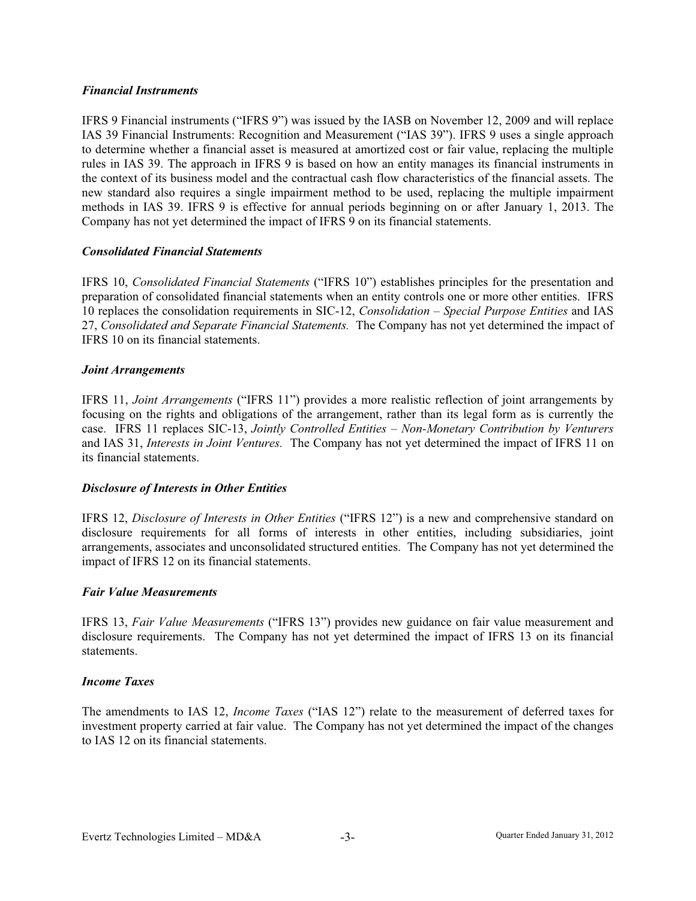### *Financial Instruments*

IFRS 9 Financial instruments ("IFRS 9") was issued by the IASB on November 12, 2009 and will replace IAS 39 Financial Instruments: Recognition and Measurement ("IAS 39"). IFRS 9 uses a single approach to determine whether a financial asset is measured at amortized cost or fair value, replacing the multiple rules in IAS 39. The approach in IFRS 9 is based on how an entity manages its financial instruments in the context of its business model and the contractual cash flow characteristics of the financial assets. The new standard also requires a single impairment method to be used, replacing the multiple impairment methods in IAS 39. IFRS 9 is effective for annual periods beginning on or after January 1, 2013. The Company has not yet determined the impact of IFRS 9 on its financial statements.

### *Consolidated Financial Statements*

IFRS 10, *Consolidated Financial Statements* ("IFRS 10") establishes principles for the presentation and preparation of consolidated financial statements when an entity controls one or more other entities. IFRS 10 replaces the consolidation requirements in SIC-12, *Consolidation – Special Purpose Entities* and IAS 27, *Consolidated and Separate Financial Statements.* The Company has not yet determined the impact of IFRS 10 on its financial statements.

### *Joint Arrangements*

IFRS 11, *Joint Arrangements* ("IFRS 11") provides a more realistic reflection of joint arrangements by focusing on the rights and obligations of the arrangement, rather than its legal form as is currently the case. IFRS 11 replaces SIC-13, *Jointly Controlled Entities – Non-Monetary Contribution by Venturers* and IAS 31, *Interests in Joint Ventures.* The Company has not yet determined the impact of IFRS 11 on its financial statements.

### *Disclosure of Interests in Other Entities*

IFRS 12, *Disclosure of Interests in Other Entities* ("IFRS 12") is a new and comprehensive standard on disclosure requirements for all forms of interests in other entities, including subsidiaries, joint arrangements, associates and unconsolidated structured entities. The Company has not yet determined the impact of IFRS 12 on its financial statements.

### *Fair Value Measurements*

IFRS 13, *Fair Value Measurements* ("IFRS 13") provides new guidance on fair value measurement and disclosure requirements. The Company has not yet determined the impact of IFRS 13 on its financial statements.

### *Income Taxes*

The amendments to IAS 12, *Income Taxes* ("IAS 12") relate to the measurement of deferred taxes for investment property carried at fair value. The Company has not yet determined the impact of the changes to IAS 12 on its financial statements.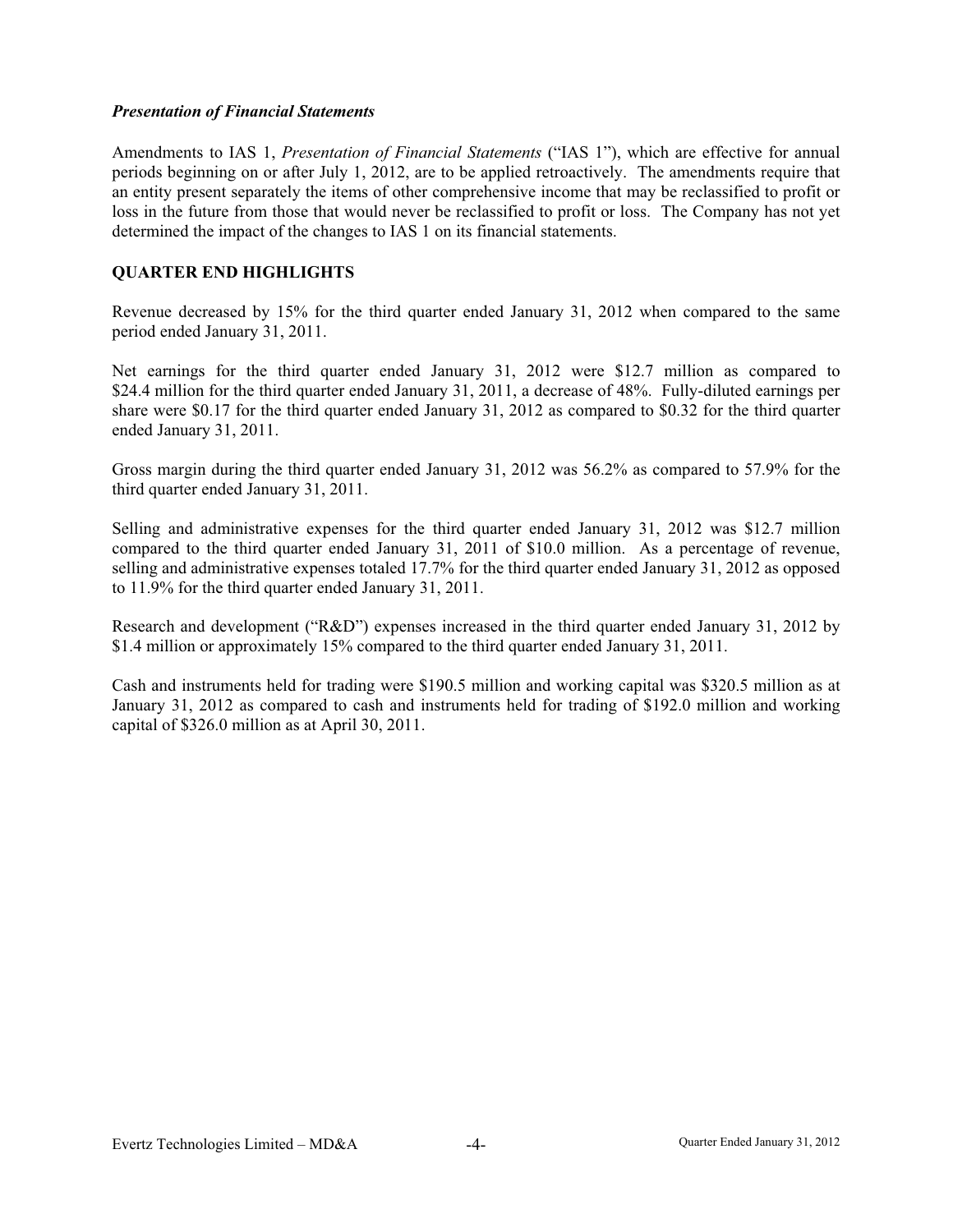*Presentation of Financial Statements*

Amendments to IAS 1, *Presentation of Financial Statements* ("IAS 1"), which are effective for annual periods beginning on or after July 1, 2012, are to be applied retroactively. The amendments require that an entity present separately the items of other comprehensive income that may be reclassified to profit or loss in the future from those that would never be reclassified to profit or loss. The Company has not yet determined the impact of the changes to IAS 1 on its financial statements.

## QUARTER END HIGHLIGHTS

Revenue decreased by 15% for the third quarter ended January 31, 2012 when compared to the same period ended January 31, 2011.

Net earnings for the third quarter ended January 31, 2012 were $12.7 million as compared to $24.4 million for the third quarter ended January 31, 2011, a decrease of 48%. Fully-diluted earnings per share were $0.17 for the third quarter ended January 31, 2012 as compared to $0.32 for the third quarter ended January 31, 2011.

Gross margin during the third quarter ended January 31, 2012 was 56.2% as compared to 57.9% for the third quarter ended January 31, 2011.

Selling and administrative expenses for the third quarter ended January 31, 2012 was $12.7 million compared to the third quarter ended January 31, 2011 of $10.0 million. As a percentage of revenue, selling and administrative expenses totaled 17.7% for the third quarter ended January 31, 2012 as opposed to 11.9% for the third quarter ended January 31, 2011.

Research and development ("R&D") expenses increased in the third quarter ended January 31, 2012 by $1.4 million or approximately 15% compared to the third quarter ended January 31, 2011.

Cash and instruments held for trading were $190.5 million and working capital was $320.5 million as at January 31, 2012 as compared to cash and instruments held for trading of $192.0 million and working capital of $326.0 million as at April 30, 2011.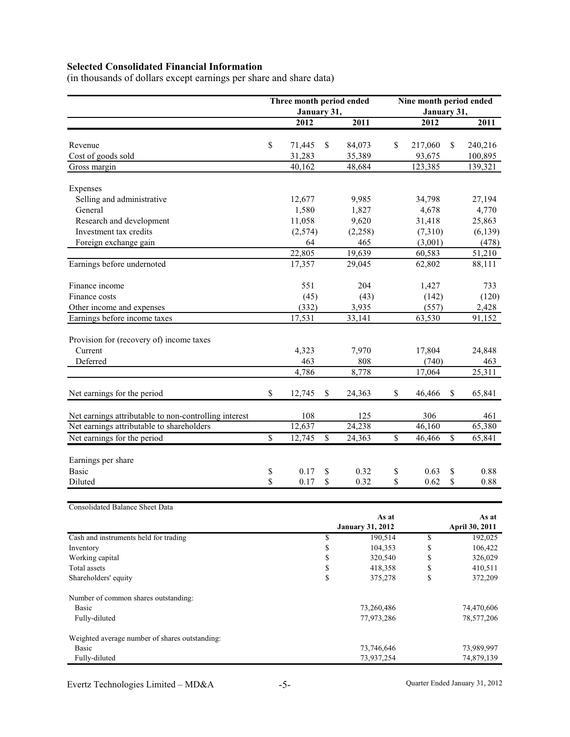**Selected Consolidated Financial Information**

(in thousands of dollars except earnings per share and share data)

| | Three month period ended January 31, | | Nine month period ended January 31, | |
|---|---|---|---|---|
| | 2012 | 2011 | 2012 | 2011 |
| Revenue | $ 71,445 | $ 84,073 | $ 217,060 | $ 240,216 |
| Cost of goods sold | 31,283 | 35,389 | 93,675 | 100,895 |
| Gross margin | 40,162 | 48,684 | 123,385 | 139,321 |
| Expenses | | | | |
| Selling and administrative | 12,677 | 9,985 | 34,798 | 27,194 |
| General | 1,580 | 1,827 | 4,678 | 4,770 |
| Research and development | 11,058 | 9,620 | 31,418 | 25,863 |
| Investment tax credits | (2,574) | (2,258) | (7,310) | (6,139) |
| Foreign exchange gain | 64 | 465 | (3,001) | (478) |
| | 22,805 | 19,639 | 60,583 | 51,210 |
| Earnings before undernoted | 17,357 | 29,045 | 62,802 | 88,111 |
| Finance income | 551 | 204 | 1,427 | 733 |
| Finance costs | (45) | (43) | (142) | (120) |
| Other income and expenses | (332) | 3,935 | (557) | 2,428 |
| Earnings before income taxes | 17,531 | 33,141 | 63,530 | 91,152 |
| Provision for (recovery of) income taxes | | | | |
| Current | 4,323 | 7,970 | 17,804 | 24,848 |
| Deferred | 463 | 808 | (740) | 463 |
| | 4,786 | 8,778 | 17,064 | 25,311 |
| Net earnings for the period | $ 12,745 | $ 24,363 | $ 46,466 | $ 65,841 |
| Net earnings attributable to non-controlling interest | 108 | 125 | 306 | 461 |
| Net earnings attributable to shareholders | 12,637 | 24,238 | 46,160 | 65,380 |
| Net earnings for the period | $ 12,745 | $ 24,363 | $ 46,466 | $ 65,841 |
| Earnings per share | | | | |
| Basic | $ 0.17 | $ 0.32 | $ 0.63 | $ 0.88 |
| Diluted | $ 0.17 | $ 0.32 | $ 0.62 | $ 0.88 |

| Consolidated Balance Sheet Data | As at January 31, 2012 | As at April 30, 2011 |
|---|---|---|
| Cash and instruments held for trading | $ 190,514 | $ 192,025 |
| Inventory | $ 104,353 | $ 106,422 |
| Working capital | $ 320,540 | $ 326,029 |
| Total assets | $ 418,358 | $ 410,511 |
| Shareholders' equity | $ 375,278 | $ 372,209 |
| Number of common shares outstanding: | | |
| Basic | 73,260,486 | 74,470,606 |
| Fully-diluted | 77,973,286 | 78,577,206 |
| Weighted average number of shares outstanding: | | |
| Basic | 73,746,646 | 73,989,997 |
| Fully-diluted | 73,937,254 | 74,879,139 |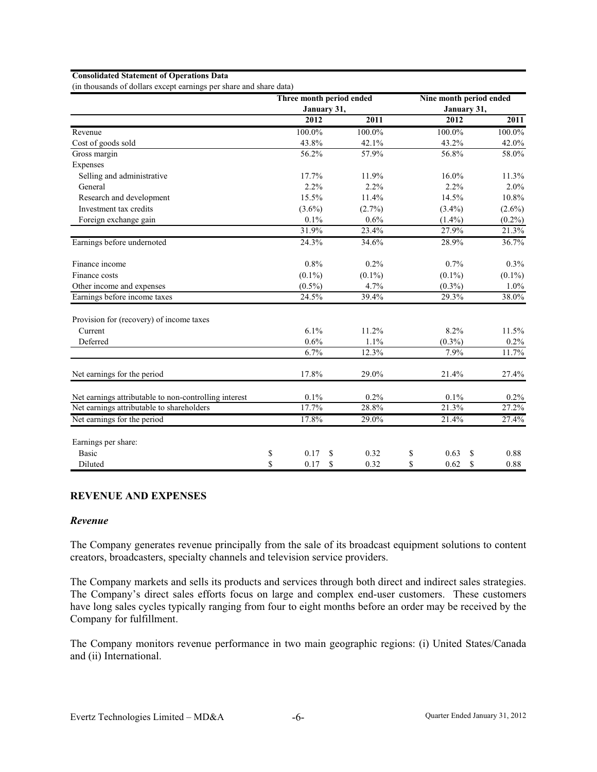**Consolidated Statement of Operations Data**

(in thousands of dollars except earnings per share and share data)

| | Three month period ended January 31, | | Nine month period ended January 31, | |
|---|---|---|---|---|
| | 2012 | 2011 | 2012 | 2011 |
| Revenue | 100.0% | 100.0% | 100.0% | 100.0% |
| Cost of goods sold | 43.8% | 42.1% | 43.2% | 42.0% |
| Gross margin | 56.2% | 57.9% | 56.8% | 58.0% |
| Expenses | | | | |
| Selling and administrative | 17.7% | 11.9% | 16.0% | 11.3% |
| General | 2.2% | 2.2% | 2.2% | 2.0% |
| Research and development | 15.5% | 11.4% | 14.5% | 10.8% |
| Investment tax credits | (3.6%) | (2.7%) | (3.4%) | (2.6%) |
| Foreign exchange gain | 0.1% | 0.6% | (1.4%) | (0.2%) |
| | 31.9% | 23.4% | 27.9% | 21.3% |
| Earnings before undernoted | 24.3% | 34.6% | 28.9% | 36.7% |
| Finance income | 0.8% | 0.2% | 0.7% | 0.3% |
| Finance costs | (0.1%) | (0.1%) | (0.1%) | (0.1%) |
| Other income and expenses | (0.5%) | 4.7% | (0.3%) | 1.0% |
| Earnings before income taxes | 24.5% | 39.4% | 29.3% | 38.0% |
| Provision for (recovery) of income taxes | | | | |
| Current | 6.1% | 11.2% | 8.2% | 11.5% |
| Deferred | 0.6% | 1.1% | (0.3%) | 0.2% |
| | 6.7% | 12.3% | 7.9% | 11.7% |
| Net earnings for the period | 17.8% | 29.0% | 21.4% | 27.4% |
| Net earnings attributable to non-controlling interest | 0.1% | 0.2% | 0.1% | 0.2% |
| Net earnings attributable to shareholders | 17.7% | 28.8% | 21.3% | 27.2% |
| Net earnings for the period | 17.8% | 29.0% | 21.4% | 27.4% |
| Earnings per share: | | | | |
| Basic | $ 0.17 | $ 0.32 | $ 0.63 | $ 0.88 |
| Diluted | $ 0.17 | $ 0.32 | $ 0.62 | $ 0.88 |

## REVENUE AND EXPENSES

### *Revenue*

The Company generates revenue principally from the sale of its broadcast equipment solutions to content creators, broadcasters, specialty channels and television service providers.

The Company markets and sells its products and services through both direct and indirect sales strategies. The Company's direct sales efforts focus on large and complex end-user customers. These customers have long sales cycles typically ranging from four to eight months before an order may be received by the Company for fulfillment.

The Company monitors revenue performance in two main geographic regions: (i) United States/Canada and (ii) International.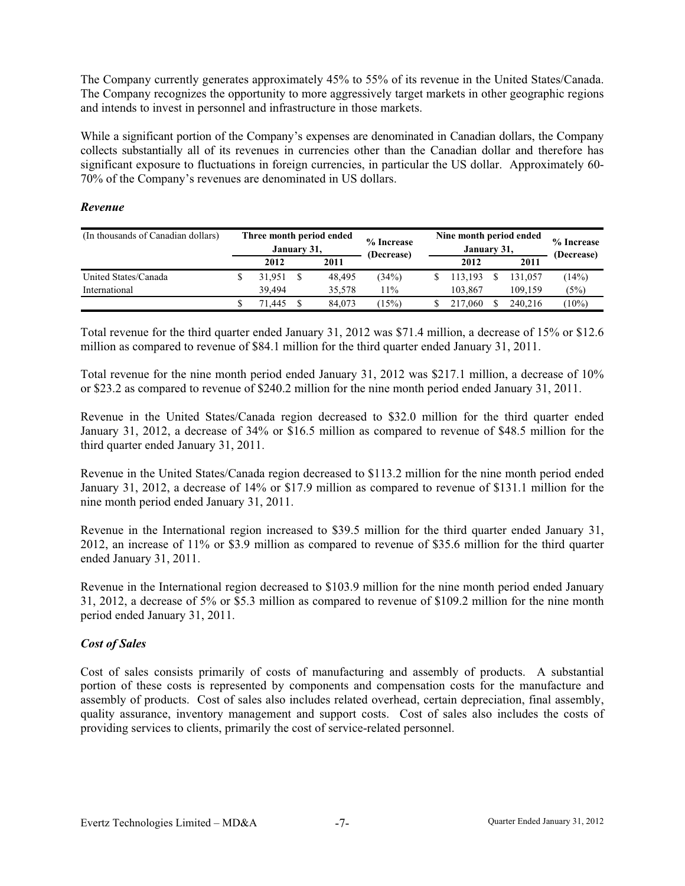The Company currently generates approximately 45% to 55% of its revenue in the United States/Canada. The Company recognizes the opportunity to more aggressively target markets in other geographic regions and intends to invest in personnel and infrastructure in those markets.

While a significant portion of the Company's expenses are denominated in Canadian dollars, the Company collects substantially all of its revenues in currencies other than the Canadian dollar and therefore has significant exposure to fluctuations in foreign currencies, in particular the US dollar. Approximately 60-70% of the Company's revenues are denominated in US dollars.

### *Revenue*

| (In thousands of Canadian dollars) | Three month period ended January 31, | | % Increase (Decrease) | Nine month period ended January 31, | | % Increase (Decrease) |
|---|---|---|---|---|---|---|
| | 2012 | 2011 | | 2012 | 2011 | |
| United States/Canada | $ 31,951 | $ 48,495 | (34%) | $ 113,193 | $ 131,057 | (14%) |
| International | 39,494 | 35,578 | 11% | 103,867 | 109,159 | (5%) |
| | $ 71,445 | $ 84,073 | (15%) | $ 217,060 | $ 240,216 | (10%) |

Total revenue for the third quarter ended January 31, 2012 was $71.4 million, a decrease of 15% or $12.6 million as compared to revenue of $84.1 million for the third quarter ended January 31, 2011.

Total revenue for the nine month period ended January 31, 2012 was $217.1 million, a decrease of 10% or $23.2 as compared to revenue of $240.2 million for the nine month period ended January 31, 2011.

Revenue in the United States/Canada region decreased to $32.0 million for the third quarter ended January 31, 2012, a decrease of 34% or $16.5 million as compared to revenue of $48.5 million for the third quarter ended January 31, 2011.

Revenue in the United States/Canada region decreased to $113.2 million for the nine month period ended January 31, 2012, a decrease of 14% or $17.9 million as compared to revenue of $131.1 million for the nine month period ended January 31, 2011.

Revenue in the International region increased to $39.5 million for the third quarter ended January 31, 2012, an increase of 11% or $3.9 million as compared to revenue of $35.6 million for the third quarter ended January 31, 2011.

Revenue in the International region decreased to $103.9 million for the nine month period ended January 31, 2012, a decrease of 5% or $5.3 million as compared to revenue of $109.2 million for the nine month period ended January 31, 2011.

### *Cost of Sales*

Cost of sales consists primarily of costs of manufacturing and assembly of products. A substantial portion of these costs is represented by components and compensation costs for the manufacture and assembly of products. Cost of sales also includes related overhead, certain depreciation, final assembly, quality assurance, inventory management and support costs. Cost of sales also includes the costs of providing services to clients, primarily the cost of service-related personnel.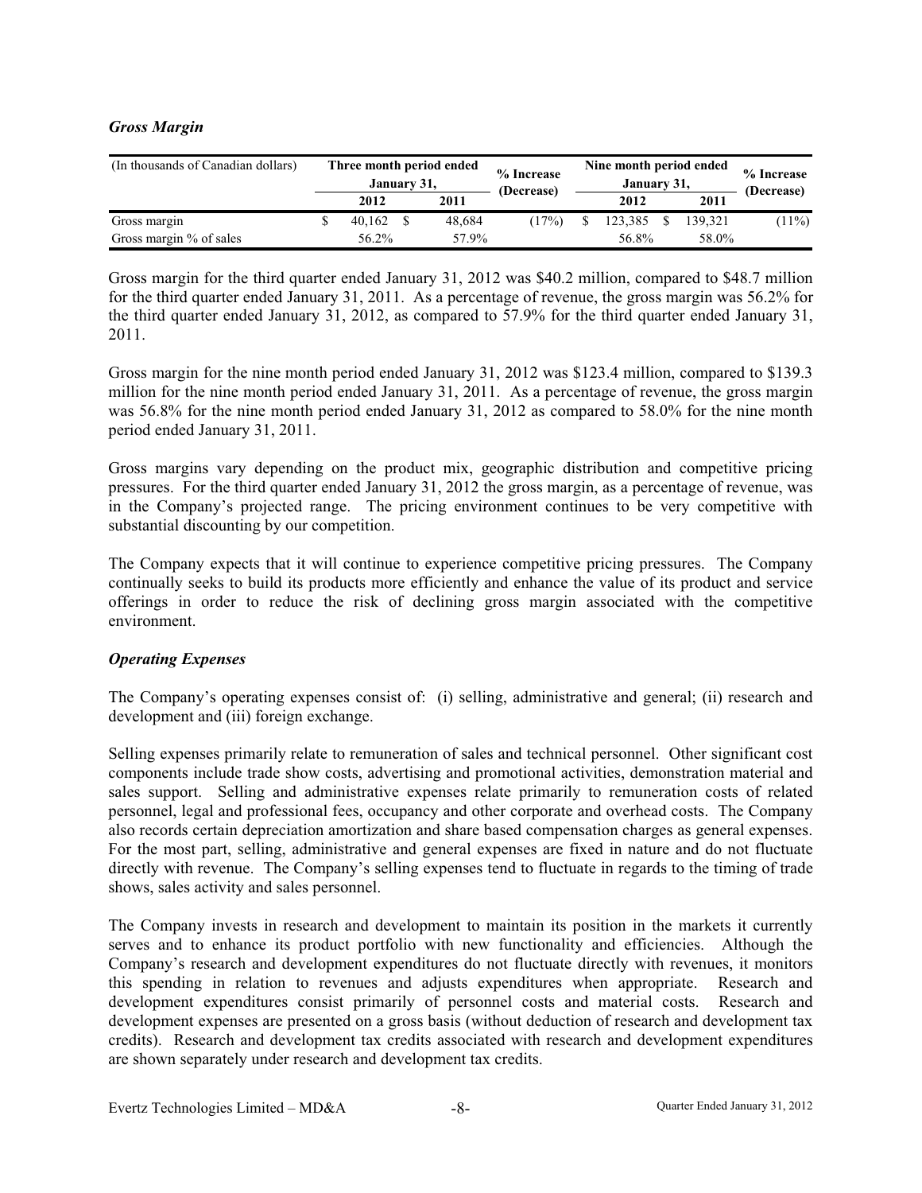### *Gross Margin*

| (In thousands of Canadian dollars) | Three month period ended January 31, | | % Increase (Decrease) | Nine month period ended January 31, | | % Increase (Decrease) |
|---|---|---|---|---|---|---|
| | 2012 | 2011 | | 2012 | 2011 | |
| Gross margin | $ 40,162 | $ 48,684 | (17%) | $ 123,385 | $ 139,321 | (11%) |
| Gross margin % of sales | 56.2% | 57.9% | | 56.8% | 58.0% | |

Gross margin for the third quarter ended January 31, 2012 was $40.2 million, compared to $48.7 million for the third quarter ended January 31, 2011. As a percentage of revenue, the gross margin was 56.2% for the third quarter ended January 31, 2012, as compared to 57.9% for the third quarter ended January 31, 2011.

Gross margin for the nine month period ended January 31, 2012 was $123.4 million, compared to $139.3 million for the nine month period ended January 31, 2011. As a percentage of revenue, the gross margin was 56.8% for the nine month period ended January 31, 2012 as compared to 58.0% for the nine month period ended January 31, 2011.

Gross margins vary depending on the product mix, geographic distribution and competitive pricing pressures. For the third quarter ended January 31, 2012 the gross margin, as a percentage of revenue, was in the Company's projected range. The pricing environment continues to be very competitive with substantial discounting by our competition.

The Company expects that it will continue to experience competitive pricing pressures. The Company continually seeks to build its products more efficiently and enhance the value of its product and service offerings in order to reduce the risk of declining gross margin associated with the competitive environment.

### *Operating Expenses*

The Company's operating expenses consist of: (i) selling, administrative and general; (ii) research and development and (iii) foreign exchange.

Selling expenses primarily relate to remuneration of sales and technical personnel. Other significant cost components include trade show costs, advertising and promotional activities, demonstration material and sales support. Selling and administrative expenses relate primarily to remuneration costs of related personnel, legal and professional fees, occupancy and other corporate and overhead costs. The Company also records certain depreciation amortization and share based compensation charges as general expenses. For the most part, selling, administrative and general expenses are fixed in nature and do not fluctuate directly with revenue. The Company's selling expenses tend to fluctuate in regards to the timing of trade shows, sales activity and sales personnel.

The Company invests in research and development to maintain its position in the markets it currently serves and to enhance its product portfolio with new functionality and efficiencies. Although the Company's research and development expenditures do not fluctuate directly with revenues, it monitors this spending in relation to revenues and adjusts expenditures when appropriate. Research and development expenditures consist primarily of personnel costs and material costs. Research and development expenses are presented on a gross basis (without deduction of research and development tax credits). Research and development tax credits associated with research and development expenditures are shown separately under research and development tax credits.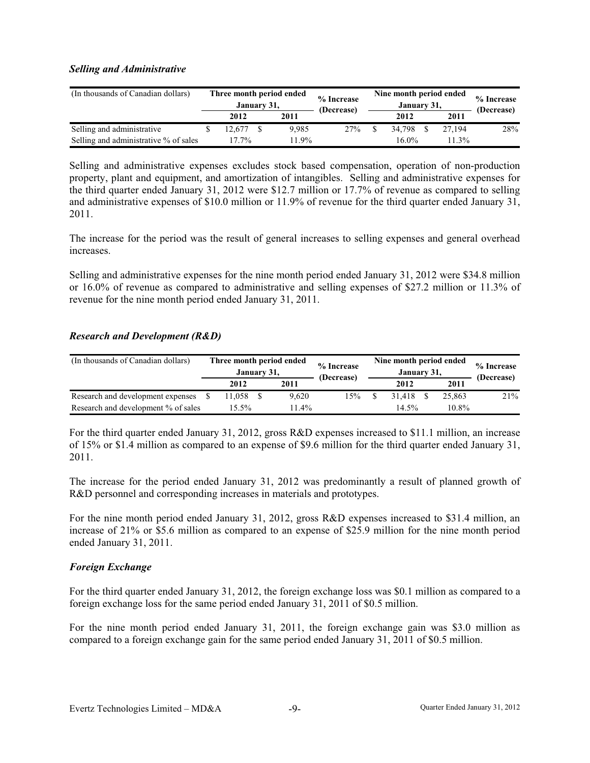### *Selling and Administrative*

| (In thousands of Canadian dollars) | Three month period ended January 31, | | % Increase (Decrease) | Nine month period ended January 31, | | % Increase (Decrease) |
|---|---|---|---|---|---|---|
| | 2012 | 2011 | | 2012 | 2011 | |
| Selling and administrative | $ 12,677 | $ 9,985 | 27% | $ 34,798 | $ 27,194 | 28% |
| Selling and administrative % of sales | 17.7% | 11.9% | | 16.0% | 11.3% | |

Selling and administrative expenses excludes stock based compensation, operation of non-production property, plant and equipment, and amortization of intangibles. Selling and administrative expenses for the third quarter ended January 31, 2012 were $12.7 million or 17.7% of revenue as compared to selling and administrative expenses of $10.0 million or 11.9% of revenue for the third quarter ended January 31, 2011.

The increase for the period was the result of general increases to selling expenses and general overhead increases.

Selling and administrative expenses for the nine month period ended January 31, 2012 were $34.8 million or 16.0% of revenue as compared to administrative and selling expenses of $27.2 million or 11.3% of revenue for the nine month period ended January 31, 2011.

### *Research and Development (R&D)*

| (In thousands of Canadian dollars) | Three month period ended January 31, | | % Increase (Decrease) | Nine month period ended January 31, | | % Increase (Decrease) |
|---|---|---|---|---|---|---|
| | 2012 | 2011 | | 2012 | 2011 | |
| Research and development expenses | $ 11,058 | $ 9,620 | 15% | $ 31,418 | $ 25,863 | 21% |
| Research and development % of sales | 15.5% | 11.4% | | 14.5% | 10.8% | |

For the third quarter ended January 31, 2012, gross R&D expenses increased to $11.1 million, an increase of 15% or $1.4 million as compared to an expense of $9.6 million for the third quarter ended January 31, 2011.

The increase for the period ended January 31, 2012 was predominantly a result of planned growth of R&D personnel and corresponding increases in materials and prototypes.

For the nine month period ended January 31, 2012, gross R&D expenses increased to $31.4 million, an increase of 21% or $5.6 million as compared to an expense of $25.9 million for the nine month period ended January 31, 2011.

### *Foreign Exchange*

For the third quarter ended January 31, 2012, the foreign exchange loss was $0.1 million as compared to a foreign exchange loss for the same period ended January 31, 2011 of $0.5 million.

For the nine month period ended January 31, 2011, the foreign exchange gain was $3.0 million as compared to a foreign exchange gain for the same period ended January 31, 2011 of $0.5 million.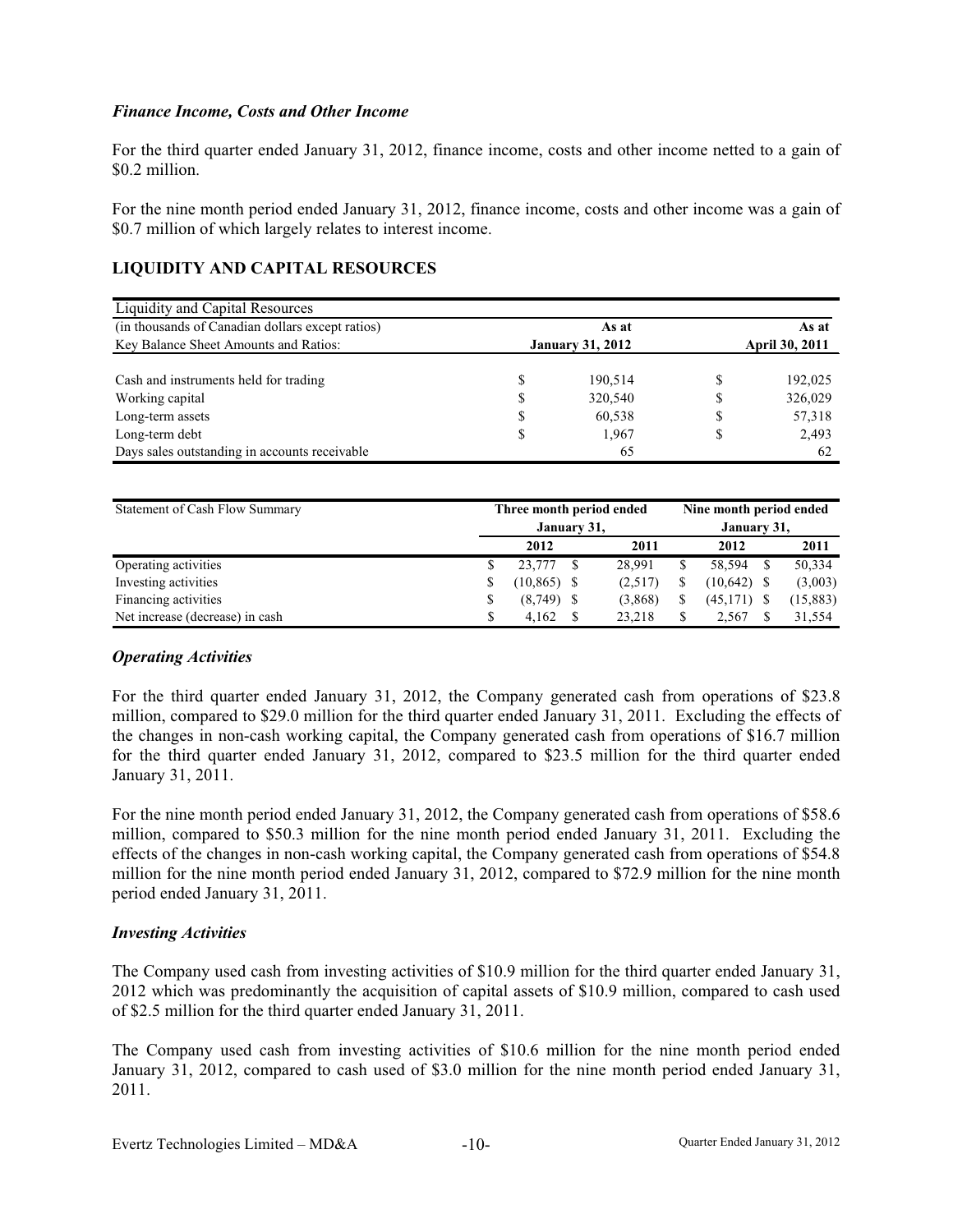### *Finance Income, Costs and Other Income*

For the third quarter ended January 31, 2012, finance income, costs and other income netted to a gain of $0.2 million.

For the nine month period ended January 31, 2012, finance income, costs and other income was a gain of $0.7 million of which largely relates to interest income.

## LIQUIDITY AND CAPITAL RESOURCES

| Liquidity and Capital Resources | | |
|---|---|---|
| (in thousands of Canadian dollars except ratios) | As at | As at |
| Key Balance Sheet Amounts and Ratios: | January 31, 2012 | April 30, 2011 |
| Cash and instruments held for trading | $ 190,514 | $ 192,025 |
| Working capital | $ 320,540 | $ 326,029 |
| Long-term assets | $ 60,538 | $ 57,318 |
| Long-term debt | $ 1,967 | $ 2,493 |
| Days sales outstanding in accounts receivable | 65 | 62 |

| Statement of Cash Flow Summary | Three month period ended January 31, | | Nine month period ended January 31, | |
|---|---|---|---|---|
| | 2012 | 2011 | 2012 | 2011 |
| Operating activities | $ 23,777 | $ 28,991 | $ 58,594 | $ 50,334 |
| Investing activities | $ (10,865) | $ (2,517) | $ (10,642) | $ (3,003) |
| Financing activities | $ (8,749) | $ (3,868) | $ (45,171) | $ (15,883) |
| Net increase (decrease) in cash | $ 4,162 | $ 23,218 | $ 2,567 | $ 31,554 |

### *Operating Activities*

For the third quarter ended January 31, 2012, the Company generated cash from operations of $23.8 million, compared to $29.0 million for the third quarter ended January 31, 2011. Excluding the effects of the changes in non-cash working capital, the Company generated cash from operations of $16.7 million for the third quarter ended January 31, 2012, compared to $23.5 million for the third quarter ended January 31, 2011.

For the nine month period ended January 31, 2012, the Company generated cash from operations of $58.6 million, compared to $50.3 million for the nine month period ended January 31, 2011. Excluding the effects of the changes in non-cash working capital, the Company generated cash from operations of $54.8 million for the nine month period ended January 31, 2012, compared to $72.9 million for the nine month period ended January 31, 2011.

### *Investing Activities*

The Company used cash from investing activities of $10.9 million for the third quarter ended January 31, 2012 which was predominantly the acquisition of capital assets of $10.9 million, compared to cash used of $2.5 million for the third quarter ended January 31, 2011.

The Company used cash from investing activities of $10.6 million for the nine month period ended January 31, 2012, compared to cash used of $3.0 million for the nine month period ended January 31, 2011.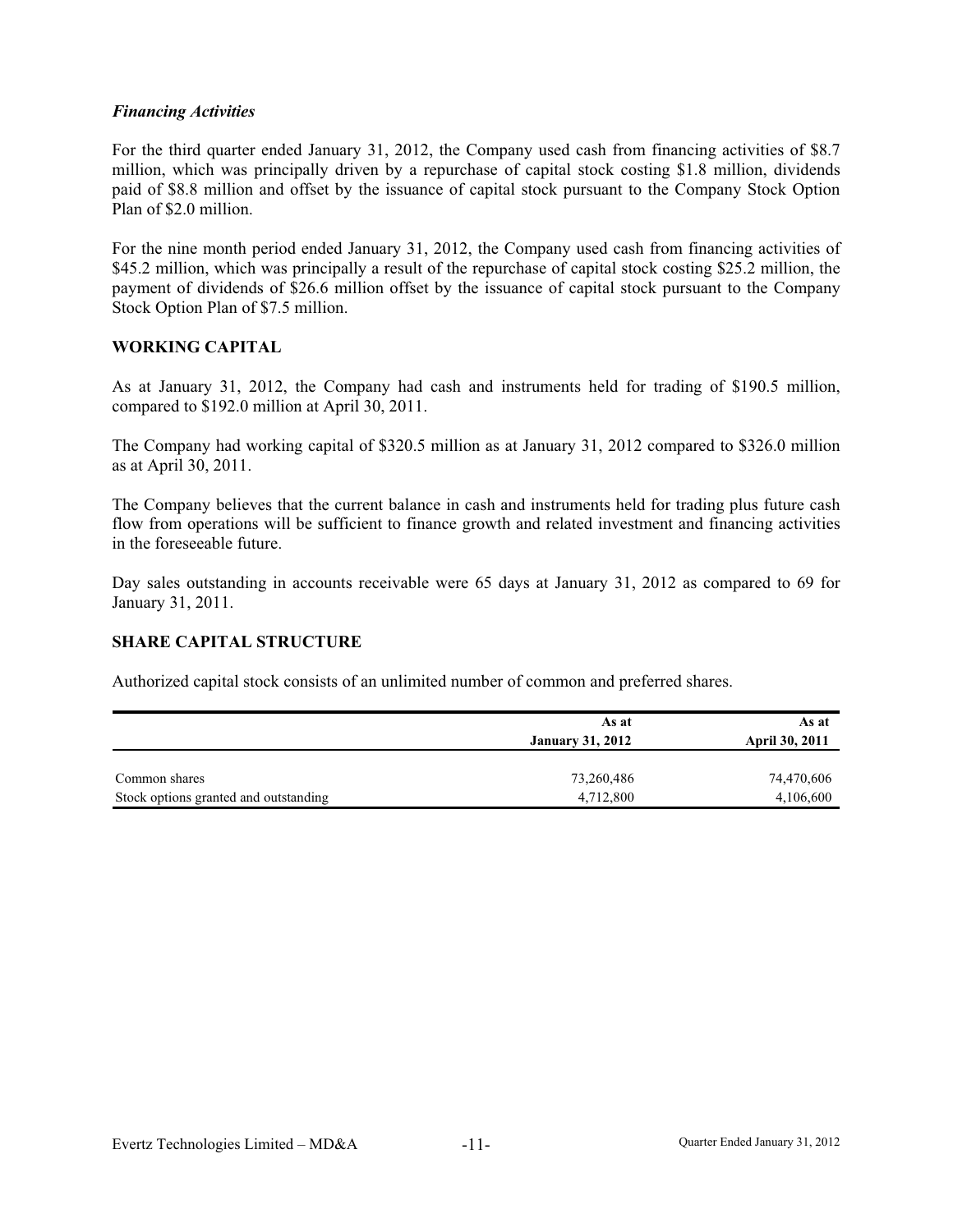*Financing Activities*

For the third quarter ended January 31, 2012, the Company used cash from financing activities of $8.7 million, which was principally driven by a repurchase of capital stock costing $1.8 million, dividends paid of $8.8 million and offset by the issuance of capital stock pursuant to the Company Stock Option Plan of $2.0 million.

For the nine month period ended January 31, 2012, the Company used cash from financing activities of $45.2 million, which was principally a result of the repurchase of capital stock costing $25.2 million, the payment of dividends of $26.6 million offset by the issuance of capital stock pursuant to the Company Stock Option Plan of $7.5 million.

## WORKING CAPITAL

As at January 31, 2012, the Company had cash and instruments held for trading of $190.5 million, compared to $192.0 million at April 30, 2011.

The Company had working capital of $320.5 million as at January 31, 2012 compared to $326.0 million as at April 30, 2011.

The Company believes that the current balance in cash and instruments held for trading plus future cash flow from operations will be sufficient to finance growth and related investment and financing activities in the foreseeable future.

Day sales outstanding in accounts receivable were 65 days at January 31, 2012 as compared to 69 for January 31, 2011.

## SHARE CAPITAL STRUCTURE

Authorized capital stock consists of an unlimited number of common and preferred shares.

| | As at January 31, 2012 | As at April 30, 2011 |
|---|---|---|
| Common shares | 73,260,486 | 74,470,606 |
| Stock options granted and outstanding | 4,712,800 | 4,106,600 |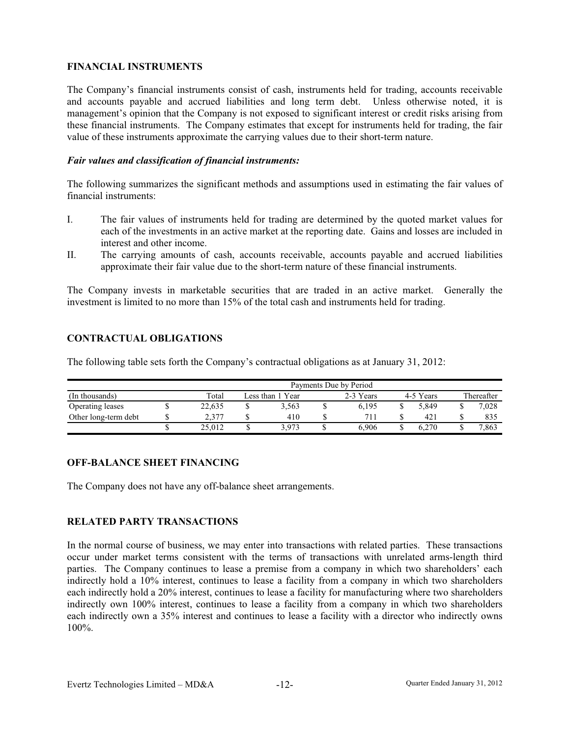## FINANCIAL INSTRUMENTS

The Company's financial instruments consist of cash, instruments held for trading, accounts receivable and accounts payable and accrued liabilities and long term debt. Unless otherwise noted, it is management's opinion that the Company is not exposed to significant interest or credit risks arising from these financial instruments. The Company estimates that except for instruments held for trading, the fair value of these instruments approximate the carrying values due to their short-term nature.

### *Fair values and classification of financial instruments:*

The following summarizes the significant methods and assumptions used in estimating the fair values of financial instruments:

I. The fair values of instruments held for trading are determined by the quoted market values for each of the investments in an active market at the reporting date. Gains and losses are included in interest and other income.

II. The carrying amounts of cash, accounts receivable, accounts payable and accrued liabilities approximate their fair value due to the short-term nature of these financial instruments.

The Company invests in marketable securities that are traded in an active market. Generally the investment is limited to no more than 15% of the total cash and instruments held for trading.

## CONTRACTUAL OBLIGATIONS

The following table sets forth the Company's contractual obligations as at January 31, 2012:

| | Payments Due by Period | | | | |
|---|---|---|---|---|---|
| (In thousands) | Total | Less than 1 Year | 2-3 Years | 4-5 Years | Thereafter |
| Operating leases | $ 22,635 | $ 3,563 | $ 6,195 | $ 5,849 | $ 7,028 |
| Other long-term debt | $ 2,377 | $ 410 | $ 711 | $ 421 | $ 835 |
| | $ 25,012 | $ 3,973 | $ 6,906 | $ 6,270 | $ 7,863 |

## OFF-BALANCE SHEET FINANCING

The Company does not have any off-balance sheet arrangements.

## RELATED PARTY TRANSACTIONS

In the normal course of business, we may enter into transactions with related parties. These transactions occur under market terms consistent with the terms of transactions with unrelated arms-length third parties. The Company continues to lease a premise from a company in which two shareholders' each indirectly hold a 10% interest, continues to lease a facility from a company in which two shareholders each indirectly hold a 20% interest, continues to lease a facility for manufacturing where two shareholders indirectly own 100% interest, continues to lease a facility from a company in which two shareholders each indirectly own a 35% interest and continues to lease a facility with a director who indirectly owns 100%.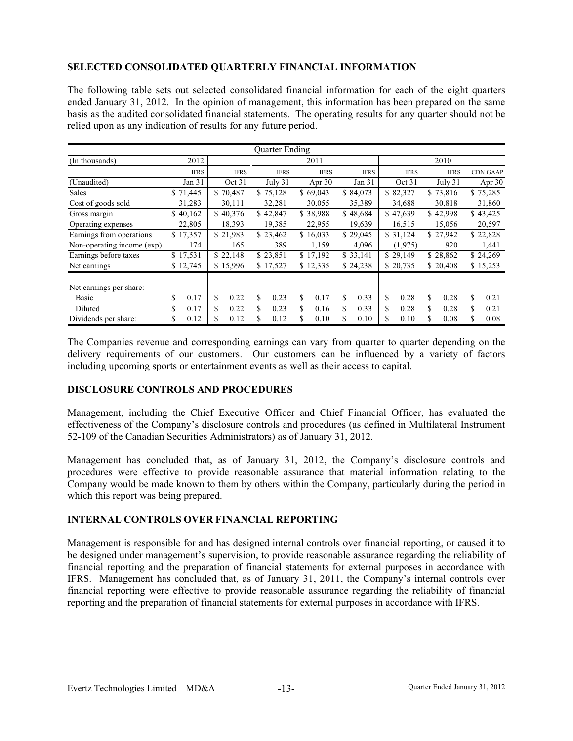## SELECTED CONSOLIDATED QUARTERLY FINANCIAL INFORMATION

The following table sets out selected consolidated financial information for each of the eight quarters ended January 31, 2012. In the opinion of management, this information has been prepared on the same basis as the audited consolidated financial statements. The operating results for any quarter should not be relied upon as any indication of results for any future period.

| Quarter Ending | | | | | | | | |
|---|---|---|---|---|---|---|---|---|
| (In thousands) | 2012 | 2011 | | | | 2010 | | |
| | IFRS | IFRS | IFRS | IFRS | IFRS | IFRS | IFRS | CDN GAAP |
| (Unaudited) | Jan 31 | Oct 31 | July 31 | Apr 30 | Jan 31 | Oct 31 | July 31 | Apr 30 |
| Sales | $ 71,445 | $ 70,487 | $ 75,128 | $ 69,043 | $ 84,073 | $ 82,327 | $ 73,816 | $ 75,285 |
| Cost of goods sold | 31,283 | 30,111 | 32,281 | 30,055 | 35,389 | 34,688 | 30,818 | 31,860 |
| Gross margin | $ 40,162 | $ 40,376 | $ 42,847 | $ 38,988 | $ 48,684 | $ 47,639 | $ 42,998 | $ 43,425 |
| Operating expenses | 22,805 | 18,393 | 19,385 | 22,955 | 19,639 | 16,515 | 15,056 | 20,597 |
| Earnings from operations | $ 17,357 | $ 21,983 | $ 23,462 | $ 16,033 | $ 29,045 | $ 31,124 | $ 27,942 | $ 22,828 |
| Non-operating income (exp) | 174 | 165 | 389 | 1,159 | 4,096 | (1,975) | 920 | 1,441 |
| Earnings before taxes | $ 17,531 | $ 22,148 | $ 23,851 | $ 17,192 | $ 33,141 | $ 29,149 | $ 28,862 | $ 24,269 |
| Net earnings | $ 12,745 | $ 15,996 | $ 17,527 | $ 12,335 | $ 24,238 | $ 20,735 | $ 20,408 | $ 15,253 |
| Net earnings per share: | | | | | | | | |
| Basic | $ 0.17 | $ 0.22 | $ 0.23 | $ 0.17 | $ 0.33 | $ 0.28 | $ 0.28 | $ 0.21 |
| Diluted | $ 0.17 | $ 0.22 | $ 0.23 | $ 0.16 | $ 0.33 | $ 0.28 | $ 0.28 | $ 0.21 |
| Dividends per share: | $ 0.12 | $ 0.12 | $ 0.12 | $ 0.10 | $ 0.10 | $ 0.10 | $ 0.08 | $ 0.08 |

The Companies revenue and corresponding earnings can vary from quarter to quarter depending on the delivery requirements of our customers. Our customers can be influenced by a variety of factors including upcoming sports or entertainment events as well as their access to capital.

## DISCLOSURE CONTROLS AND PROCEDURES

Management, including the Chief Executive Officer and Chief Financial Officer, has evaluated the effectiveness of the Company's disclosure controls and procedures (as defined in Multilateral Instrument 52-109 of the Canadian Securities Administrators) as of January 31, 2012.

Management has concluded that, as of January 31, 2012, the Company's disclosure controls and procedures were effective to provide reasonable assurance that material information relating to the Company would be made known to them by others within the Company, particularly during the period in which this report was being prepared.

## INTERNAL CONTROLS OVER FINANCIAL REPORTING

Management is responsible for and has designed internal controls over financial reporting, or caused it to be designed under management's supervision, to provide reasonable assurance regarding the reliability of financial reporting and the preparation of financial statements for external purposes in accordance with IFRS. Management has concluded that, as of January 31, 2011, the Company's internal controls over financial reporting were effective to provide reasonable assurance regarding the reliability of financial reporting and the preparation of financial statements for external purposes in accordance with IFRS.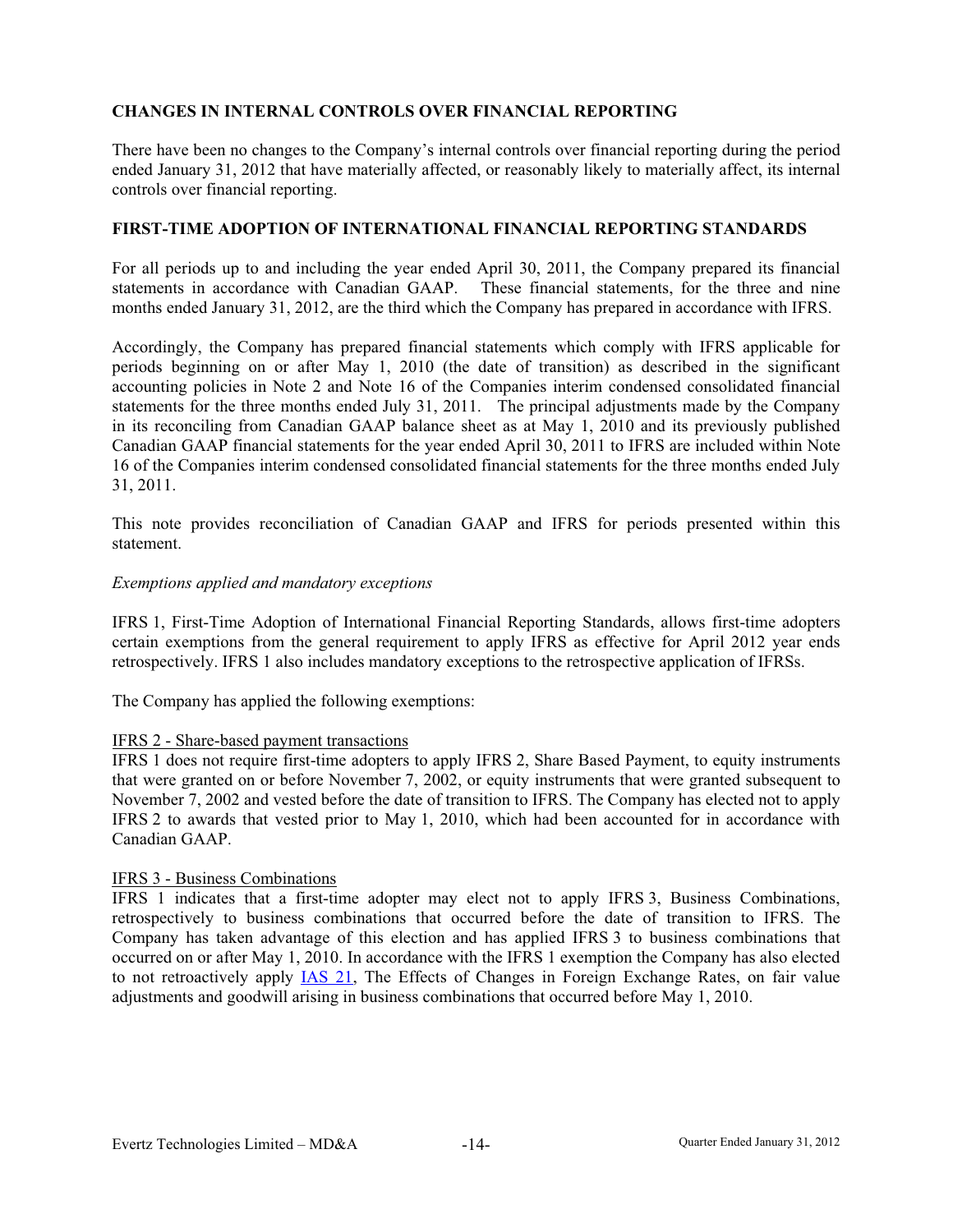**CHANGES IN INTERNAL CONTROLS OVER FINANCIAL REPORTING**

There have been no changes to the Company's internal controls over financial reporting during the period ended January 31, 2012 that have materially affected, or reasonably likely to materially affect, its internal controls over financial reporting.

**FIRST-TIME ADOPTION OF INTERNATIONAL FINANCIAL REPORTING STANDARDS**

For all periods up to and including the year ended April 30, 2011, the Company prepared its financial statements in accordance with Canadian GAAP. These financial statements, for the three and nine months ended January 31, 2012, are the third which the Company has prepared in accordance with IFRS.

Accordingly, the Company has prepared financial statements which comply with IFRS applicable for periods beginning on or after May 1, 2010 (the date of transition) as described in the significant accounting policies in Note 2 and Note 16 of the Companies interim condensed consolidated financial statements for the three months ended July 31, 2011. The principal adjustments made by the Company in its reconciling from Canadian GAAP balance sheet as at May 1, 2010 and its previously published Canadian GAAP financial statements for the year ended April 30, 2011 to IFRS are included within Note 16 of the Companies interim condensed consolidated financial statements for the three months ended July 31, 2011.

This note provides reconciliation of Canadian GAAP and IFRS for periods presented within this statement.

*Exemptions applied and mandatory exceptions*

IFRS 1, First-Time Adoption of International Financial Reporting Standards, allows first-time adopters certain exemptions from the general requirement to apply IFRS as effective for April 2012 year ends retrospectively. IFRS 1 also includes mandatory exceptions to the retrospective application of IFRSs.

The Company has applied the following exemptions:

IFRS 2 - Share-based payment transactions

IFRS 1 does not require first-time adopters to apply IFRS 2, Share Based Payment, to equity instruments that were granted on or before November 7, 2002, or equity instruments that were granted subsequent to November 7, 2002 and vested before the date of transition to IFRS. The Company has elected not to apply IFRS 2 to awards that vested prior to May 1, 2010, which had been accounted for in accordance with Canadian GAAP.

IFRS 3 - Business Combinations

IFRS 1 indicates that a first-time adopter may elect not to apply IFRS 3, Business Combinations, retrospectively to business combinations that occurred before the date of transition to IFRS. The Company has taken advantage of this election and has applied IFRS 3 to business combinations that occurred on or after May 1, 2010. In accordance with the IFRS 1 exemption the Company has also elected to not retroactively apply IAS 21, The Effects of Changes in Foreign Exchange Rates, on fair value adjustments and goodwill arising in business combinations that occurred before May 1, 2010.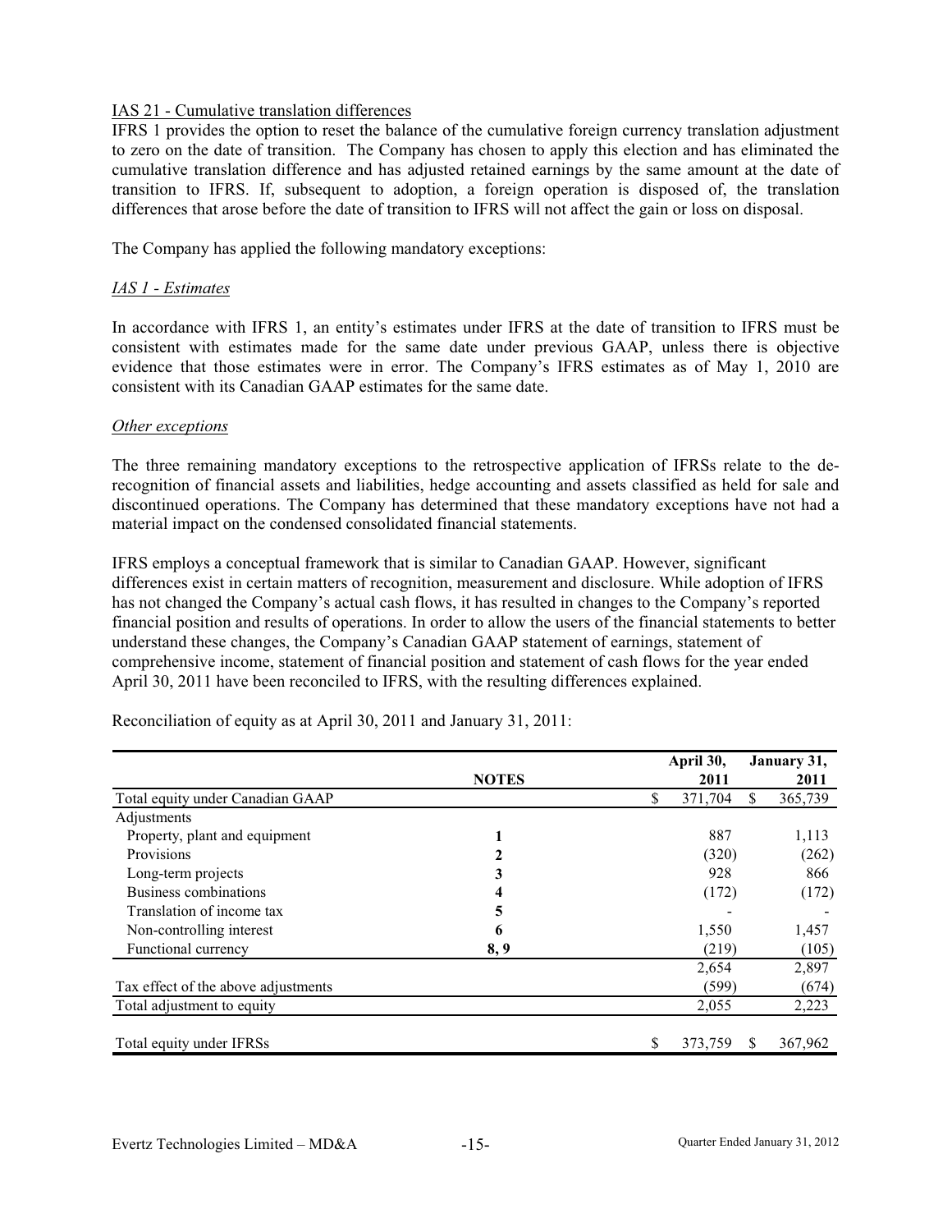IAS 21 - Cumulative translation differences

IFRS 1 provides the option to reset the balance of the cumulative foreign currency translation adjustment to zero on the date of transition. The Company has chosen to apply this election and has eliminated the cumulative translation difference and has adjusted retained earnings by the same amount at the date of transition to IFRS. If, subsequent to adoption, a foreign operation is disposed of, the translation differences that arose before the date of transition to IFRS will not affect the gain or loss on disposal.

The Company has applied the following mandatory exceptions:

*IAS 1 - Estimates*

In accordance with IFRS 1, an entity's estimates under IFRS at the date of transition to IFRS must be consistent with estimates made for the same date under previous GAAP, unless there is objective evidence that those estimates were in error. The Company's IFRS estimates as of May 1, 2010 are consistent with its Canadian GAAP estimates for the same date.

*Other exceptions*

The three remaining mandatory exceptions to the retrospective application of IFRSs relate to the de-recognition of financial assets and liabilities, hedge accounting and assets classified as held for sale and discontinued operations. The Company has determined that these mandatory exceptions have not had a material impact on the condensed consolidated financial statements.

IFRS employs a conceptual framework that is similar to Canadian GAAP. However, significant differences exist in certain matters of recognition, measurement and disclosure. While adoption of IFRS has not changed the Company's actual cash flows, it has resulted in changes to the Company's reported financial position and results of operations. In order to allow the users of the financial statements to better understand these changes, the Company's Canadian GAAP statement of earnings, statement of comprehensive income, statement of financial position and statement of cash flows for the year ended April 30, 2011 have been reconciled to IFRS, with the resulting differences explained.

Reconciliation of equity as at April 30, 2011 and January 31, 2011:

| | **NOTES** | **April 30, 2011** | **January 31, 2011** |
|---|---|---|---|
| Total equity under Canadian GAAP | | $ 371,704 | $ 365,739 |
| Adjustments | | | |
| Property, plant and equipment | **1** | 887 | 1,113 |
| Provisions | **2** | (320) | (262) |
| Long-term projects | **3** | 928 | 866 |
| Business combinations | **4** | (172) | (172) |
| Translation of income tax | **5** | - | - |
| Non-controlling interest | **6** | 1,550 | 1,457 |
| Functional currency | **8, 9** | (219) | (105) |
| | | 2,654 | 2,897 |
| Tax effect of the above adjustments | | (599) | (674) |
| Total adjustment to equity | | 2,055 | 2,223 |
| Total equity under IFRSs | | $ 373,759 | $ 367,962 |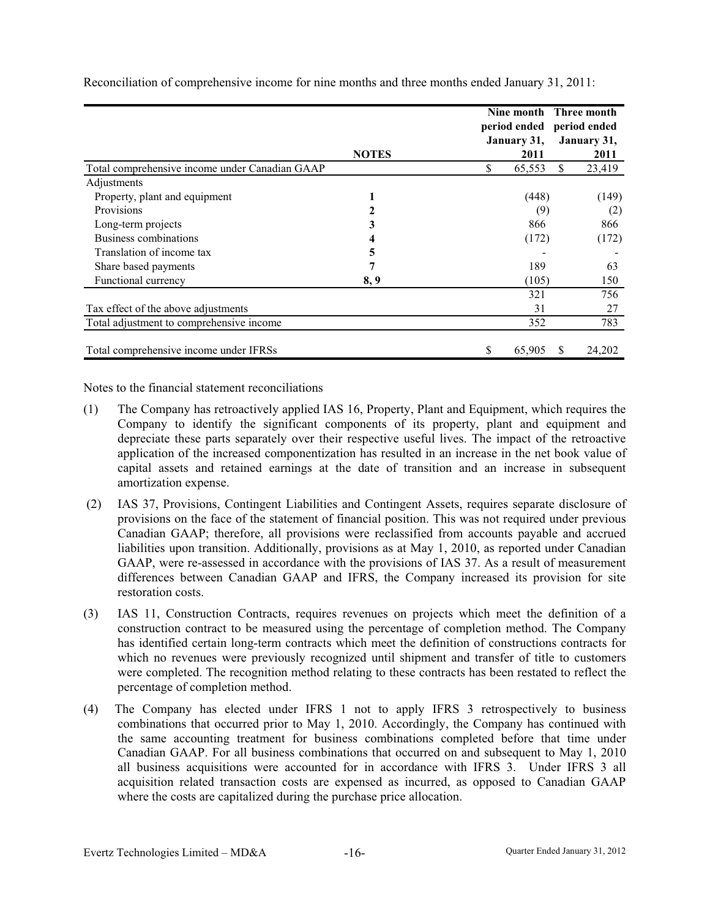Reconciliation of comprehensive income for nine months and three months ended January 31, 2011:

| | NOTES | Nine month period ended January 31, 2011 | Three month period ended January 31, 2011 |
|---|---|---|---|
| Total comprehensive income under Canadian GAAP | | $ 65,553 | $ 23,419 |
| Adjustments | | | |
| Property, plant and equipment | 1 | (448) | (149) |
| Provisions | 2 | (9) | (2) |
| Long-term projects | 3 | 866 | 866 |
| Business combinations | 4 | (172) | (172) |
| Translation of income tax | 5 | - | - |
| Share based payments | 7 | 189 | 63 |
| Functional currency | 8, 9 | (105) | 150 |
| | | 321 | 756 |
| Tax effect of the above adjustments | | 31 | 27 |
| Total adjustment to comprehensive income | | 352 | 783 |
| Total comprehensive income under IFRSs | | $ 65,905 | $ 24,202 |

Notes to the financial statement reconciliations

(1) The Company has retroactively applied IAS 16, Property, Plant and Equipment, which requires the Company to identify the significant components of its property, plant and equipment and depreciate these parts separately over their respective useful lives. The impact of the retroactive application of the increased componentization has resulted in an increase in the net book value of capital assets and retained earnings at the date of transition and an increase in subsequent amortization expense.

(2) IAS 37, Provisions, Contingent Liabilities and Contingent Assets, requires separate disclosure of provisions on the face of the statement of financial position. This was not required under previous Canadian GAAP; therefore, all provisions were reclassified from accounts payable and accrued liabilities upon transition. Additionally, provisions as at May 1, 2010, as reported under Canadian GAAP, were re-assessed in accordance with the provisions of IAS 37. As a result of measurement differences between Canadian GAAP and IFRS, the Company increased its provision for site restoration costs.

(3) IAS 11, Construction Contracts, requires revenues on projects which meet the definition of a construction contract to be measured using the percentage of completion method. The Company has identified certain long-term contracts which meet the definition of constructions contracts for which no revenues were previously recognized until shipment and transfer of title to customers were completed. The recognition method relating to these contracts has been restated to reflect the percentage of completion method.

(4) The Company has elected under IFRS 1 not to apply IFRS 3 retrospectively to business combinations that occurred prior to May 1, 2010. Accordingly, the Company has continued with the same accounting treatment for business combinations completed before that time under Canadian GAAP. For all business combinations that occurred on and subsequent to May 1, 2010 all business acquisitions were accounted for in accordance with IFRS 3. Under IFRS 3 all acquisition related transaction costs are expensed as incurred, as opposed to Canadian GAAP where the costs are capitalized during the purchase price allocation.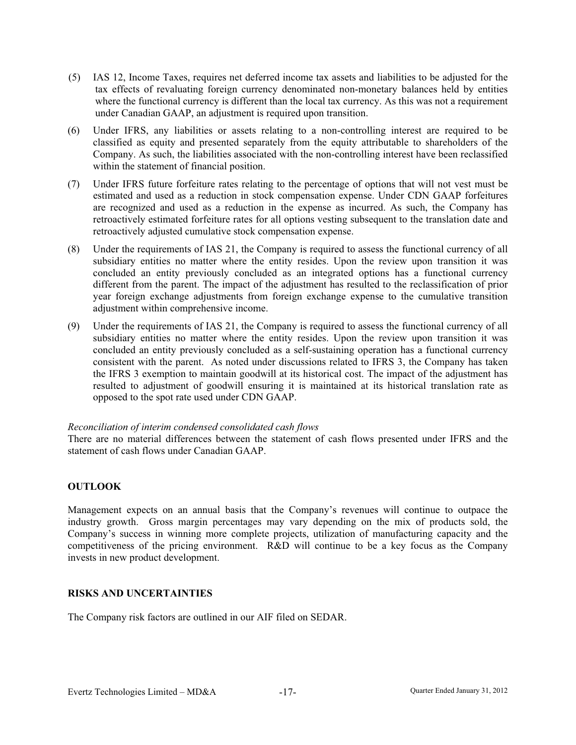(5) IAS 12, Income Taxes, requires net deferred income tax assets and liabilities to be adjusted for the tax effects of revaluating foreign currency denominated non-monetary balances held by entities where the functional currency is different than the local tax currency. As this was not a requirement under Canadian GAAP, an adjustment is required upon transition.

(6) Under IFRS, any liabilities or assets relating to a non-controlling interest are required to be classified as equity and presented separately from the equity attributable to shareholders of the Company. As such, the liabilities associated with the non-controlling interest have been reclassified within the statement of financial position.

(7) Under IFRS future forfeiture rates relating to the percentage of options that will not vest must be estimated and used as a reduction in stock compensation expense. Under CDN GAAP forfeitures are recognized and used as a reduction in the expense as incurred. As such, the Company has retroactively estimated forfeiture rates for all options vesting subsequent to the translation date and retroactively adjusted cumulative stock compensation expense.

(8) Under the requirements of IAS 21, the Company is required to assess the functional currency of all subsidiary entities no matter where the entity resides. Upon the review upon transition it was concluded an entity previously concluded as an integrated options has a functional currency different from the parent. The impact of the adjustment has resulted to the reclassification of prior year foreign exchange adjustments from foreign exchange expense to the cumulative transition adjustment within comprehensive income.

(9) Under the requirements of IAS 21, the Company is required to assess the functional currency of all subsidiary entities no matter where the entity resides. Upon the review upon transition it was concluded an entity previously concluded as a self-sustaining operation has a functional currency consistent with the parent. As noted under discussions related to IFRS 3, the Company has taken the IFRS 3 exemption to maintain goodwill at its historical cost. The impact of the adjustment has resulted to adjustment of goodwill ensuring it is maintained at its historical translation rate as opposed to the spot rate used under CDN GAAP.

*Reconciliation of interim condensed consolidated cash flows*

There are no material differences between the statement of cash flows presented under IFRS and the statement of cash flows under Canadian GAAP.

## OUTLOOK

Management expects on an annual basis that the Company's revenues will continue to outpace the industry growth. Gross margin percentages may vary depending on the mix of products sold, the Company's success in winning more complete projects, utilization of manufacturing capacity and the competitiveness of the pricing environment. R&D will continue to be a key focus as the Company invests in new product development.

## RISKS AND UNCERTAINTIES

The Company risk factors are outlined in our AIF filed on SEDAR.